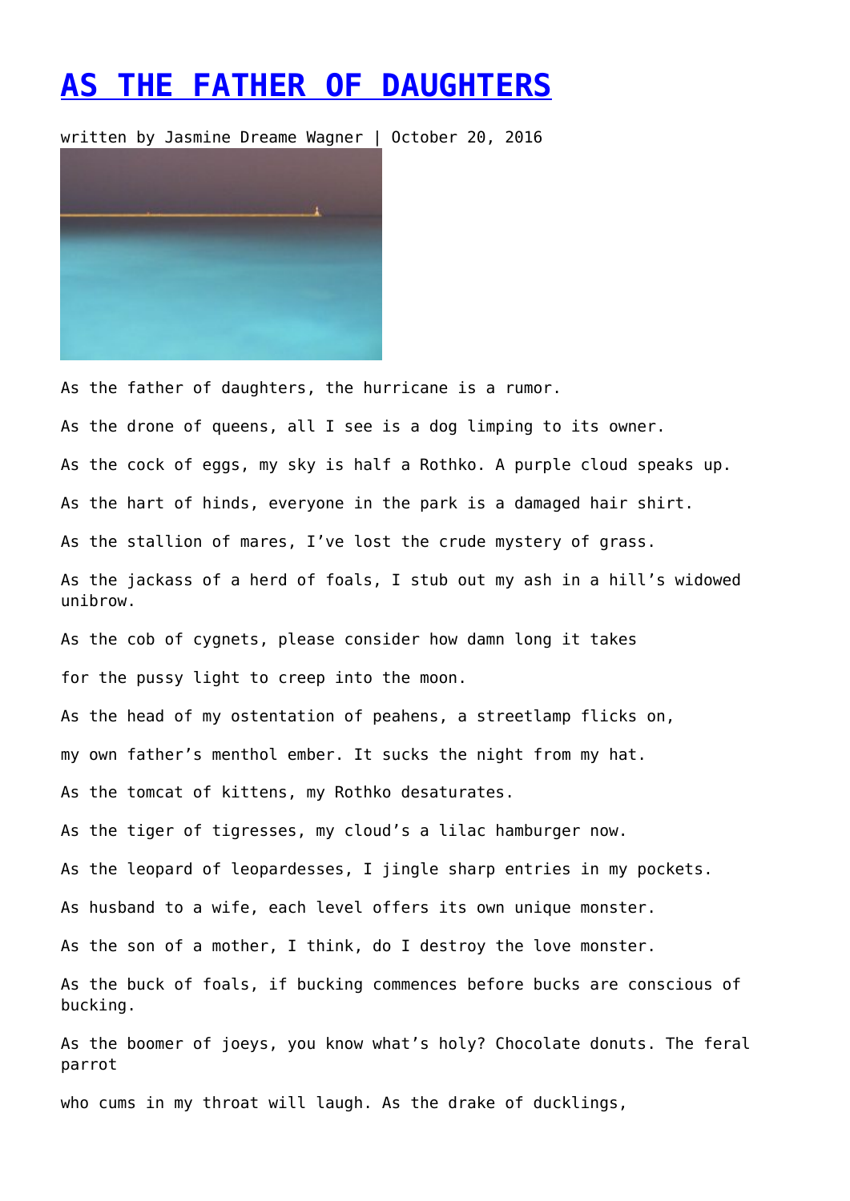# AS THE FATHER OF DAUGHTERS

written by Jasmine Dreame Wagner | October 20, 2016

As the father of daughters, the hurricane is a rumor.

As the drone of queens, all I see is a dog limping to its owner.

As the cock of eggs, my sky is half a Rothko. A purple cloud speaks up.

As the hart of hinds, everyone in the park is a damaged hair shirt.

As the stallion of mares, I've lost the crude mystery of grass.

As the jackass of a herd of foals, I stub out my ash in a hill's widowed unibrow.

As the cob of cygnets, please consider how damn long it takes

for the pussy light to creep into the moon.

As the head of my ostentation of peahens, a streetlamp flicks on,

my own father's menthol ember. It sucks the night from my hat.

As the tomcat of kittens, my Rothko desaturates.

As the tiger of tigresses, my cloud's a lilac hamburger now.

As the leopard of leopardesses, I jingle sharp entries in my pockets.

As husband to a wife, each level offers its own unique monster.

As the son of a mother, I think, do I destroy the love monster.

As the buck of foals, if bucking commences before bucks are conscious of bucking.

As the boomer of joeys, you know what's holy? Chocolate donuts. The feral parrot

who cums in my throat will laugh. As the drake of ducklings,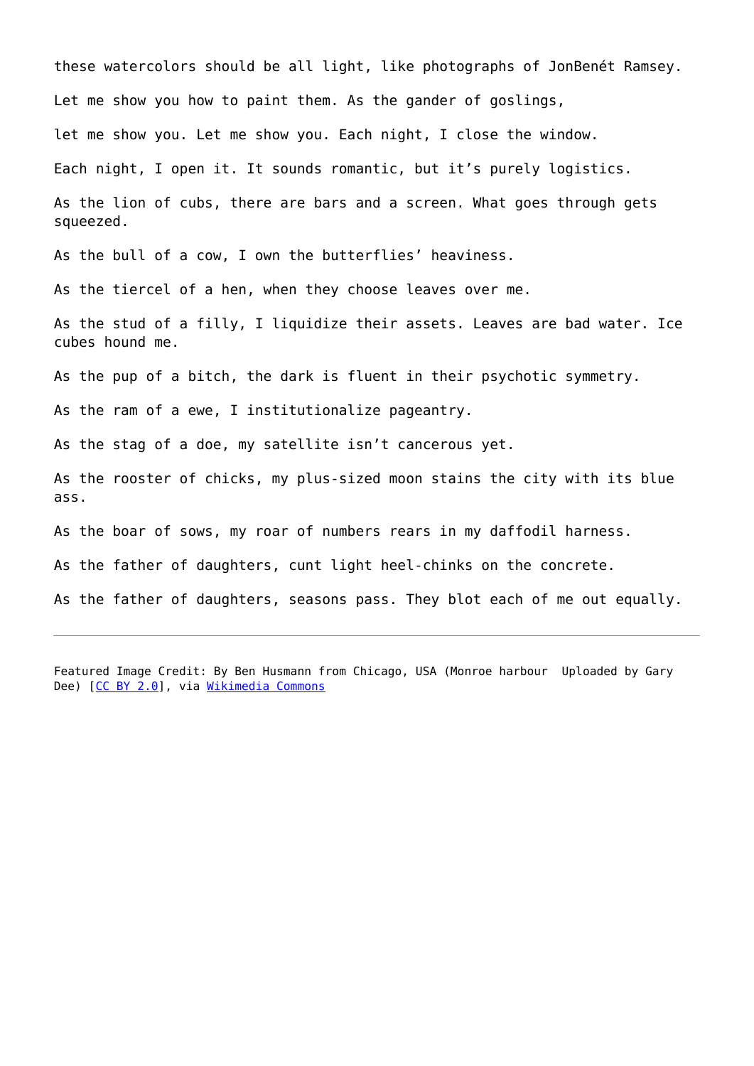these watercolors should be all light, like photographs of JonBenét Ramsey.

Let me show you how to paint them. As the gander of goslings,

let me show you. Let me show you. Each night, I close the window.

Each night, I open it. It sounds romantic, but it's purely logistics.

As the lion of cubs, there are bars and a screen. What goes through gets squeezed.

As the bull of a cow, I own the butterflies' heaviness.

As the tiercel of a hen, when they choose leaves over me.

As the stud of a filly, I liquidize their assets. Leaves are bad water. Ice cubes hound me.

As the pup of a bitch, the dark is fluent in their psychotic symmetry.

As the ram of a ewe, I institutionalize pageantry.

As the stag of a doe, my satellite isn't cancerous yet.

As the rooster of chicks, my plus-sized moon stains the city with its blue ass.

As the boar of sows, my roar of numbers rears in my daffodil harness.

As the father of daughters, cunt light heel-chinks on the concrete.

As the father of daughters, seasons pass. They blot each of me out equally.

---

Featured Image Credit: By Ben Husmann from Chicago, USA (Monroe harbour  Uploaded by Gary Dee) [CC BY 2.0], via Wikimedia Commons